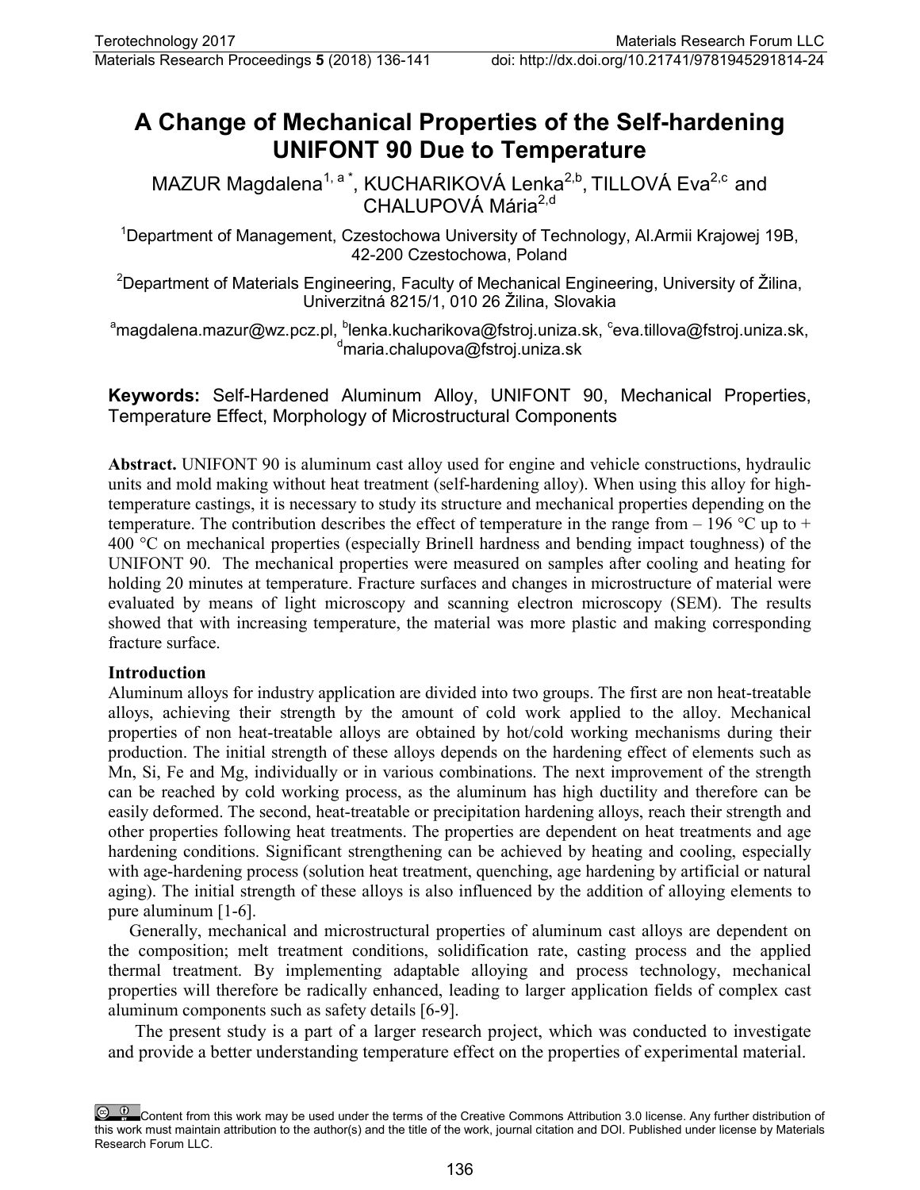# A Change of Mechanical Properties of the Self-hardening UNIFONT 90 Due to Temperature

MAZUR Magdalena[1, a *], KUCHARIKOVÁ Lenka[2,b], TILLOVÁ Eva[2,c] and CHALUPOVÁ Mária[2,d]

[1]Department of Management, Czestochowa University of Technology, Al.Armii Krajowej 19B, 42-200 Czestochowa, Poland

[2]Department of Materials Engineering, Faculty of Mechanical Engineering, University of Žilina, Univerzitná 8215/1, 010 26 Žilina, Slovakia

[a]magdalena.mazur@wz.pcz.pl, [b]lenka.kucharikova@fstroj.uniza.sk, [c]eva.tillova@fstroj.uniza.sk, [d]maria.chalupova@fstroj.uniza.sk

**Keywords:** Self-Hardened Aluminum Alloy, UNIFONT 90, Mechanical Properties, Temperature Effect, Morphology of Microstructural Components

**Abstract.** UNIFONT 90 is aluminum cast alloy used for engine and vehicle constructions, hydraulic units and mold making without heat treatment (self-hardening alloy). When using this alloy for high-temperature castings, it is necessary to study its structure and mechanical properties depending on the temperature. The contribution describes the effect of temperature in the range from – 196 °C up to + 400 °C on mechanical properties (especially Brinell hardness and bending impact toughness) of the UNIFONT 90. The mechanical properties were measured on samples after cooling and heating for holding 20 minutes at temperature. Fracture surfaces and changes in microstructure of material were evaluated by means of light microscopy and scanning electron microscopy (SEM). The results showed that with increasing temperature, the material was more plastic and making corresponding fracture surface.

## Introduction

Aluminum alloys for industry application are divided into two groups. The first are non heat-treatable alloys, achieving their strength by the amount of cold work applied to the alloy. Mechanical properties of non heat-treatable alloys are obtained by hot/cold working mechanisms during their production. The initial strength of these alloys depends on the hardening effect of elements such as Mn, Si, Fe and Mg, individually or in various combinations. The next improvement of the strength can be reached by cold working process, as the aluminum has high ductility and therefore can be easily deformed. The second, heat-treatable or precipitation hardening alloys, reach their strength and other properties following heat treatments. The properties are dependent on heat treatments and age hardening conditions. Significant strengthening can be achieved by heating and cooling, especially with age-hardening process (solution heat treatment, quenching, age hardening by artificial or natural aging). The initial strength of these alloys is also influenced by the addition of alloying elements to pure aluminum [1-6].

Generally, mechanical and microstructural properties of aluminum cast alloys are dependent on the composition; melt treatment conditions, solidification rate, casting process and the applied thermal treatment. By implementing adaptable alloying and process technology, mechanical properties will therefore be radically enhanced, leading to larger application fields of complex cast aluminum components such as safety details [6-9].

The present study is a part of a larger research project, which was conducted to investigate and provide a better understanding temperature effect on the properties of experimental material.

Content from this work may be used under the terms of the Creative Commons Attribution 3.0 license. Any further distribution of this work must maintain attribution to the author(s) and the title of the work, journal citation and DOI. Published under license by Materials Research Forum LLC.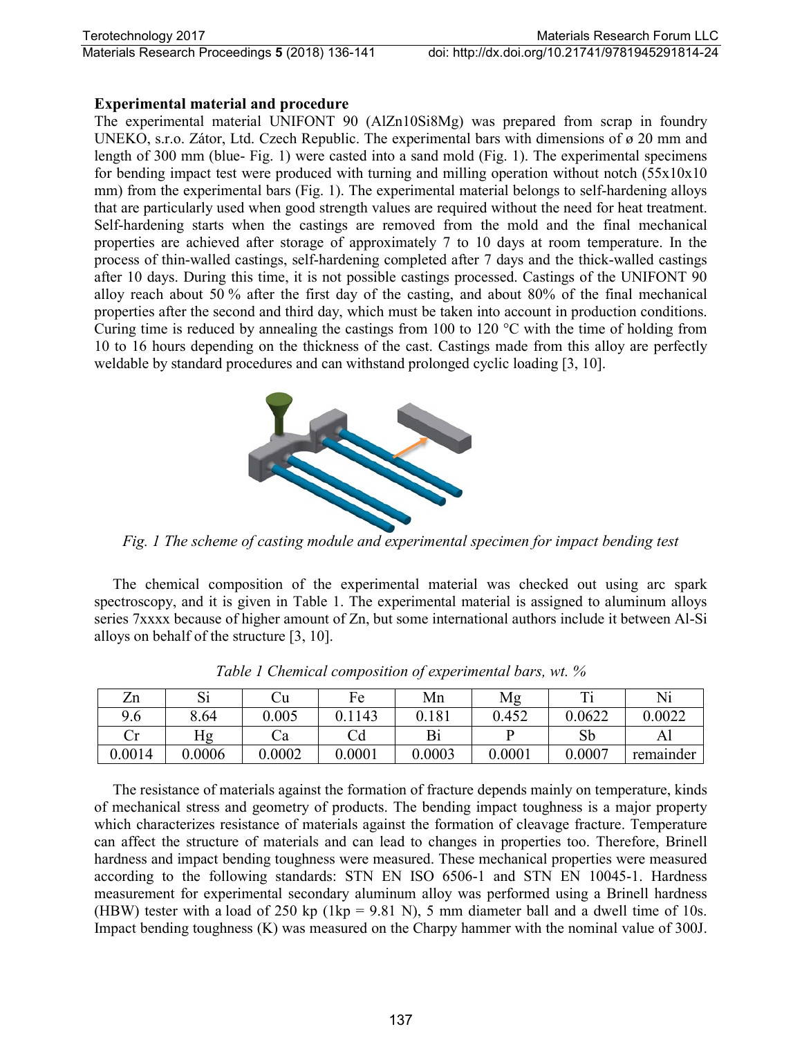## Experimental material and procedure

The experimental material UNIFONT 90 (AlZn10Si8Mg) was prepared from scrap in foundry UNEKO, s.r.o. Zátor, Ltd. Czech Republic. The experimental bars with dimensions of ø 20 mm and length of 300 mm (blue- Fig. 1) were casted into a sand mold (Fig. 1). The experimental specimens for bending impact test were produced with turning and milling operation without notch (55x10x10 mm) from the experimental bars (Fig. 1). The experimental material belongs to self-hardening alloys that are particularly used when good strength values are required without the need for heat treatment. Self-hardening starts when the castings are removed from the mold and the final mechanical properties are achieved after storage of approximately 7 to 10 days at room temperature. In the process of thin-walled castings, self-hardening completed after 7 days and the thick-walled castings after 10 days. During this time, it is not possible castings processed. Castings of the UNIFONT 90 alloy reach about 50 % after the first day of the casting, and about 80% of the final mechanical properties after the second and third day, which must be taken into account in production conditions. Curing time is reduced by annealing the castings from 100 to 120 °C with the time of holding from 10 to 16 hours depending on the thickness of the cast. Castings made from this alloy are perfectly weldable by standard procedures and can withstand prolonged cyclic loading [3, 10].

*Fig. 1 The scheme of casting module and experimental specimen for impact bending test*

The chemical composition of the experimental material was checked out using arc spark spectroscopy, and it is given in Table 1. The experimental material is assigned to aluminum alloys series 7xxxx because of higher amount of Zn, but some international authors include it between Al-Si alloys on behalf of the structure [3, 10].

*Table 1 Chemical composition of experimental bars, wt. %*

| | | | | | | | |
|---|---|---|---|---|---|---|---|
| Zn | Si | Cu | Fe | Mn | Mg | Ti | Ni |
| 9.6 | 8.64 | 0.005 | 0.1143 | 0.181 | 0.452 | 0.0622 | 0.0022 |
| Cr | Hg | Ca | Cd | Bi | P | Sb | Al |
| 0.0014 | 0.0006 | 0.0002 | 0.0001 | 0.0003 | 0.0001 | 0.0007 | remainder |

The resistance of materials against the formation of fracture depends mainly on temperature, kinds of mechanical stress and geometry of products. The bending impact toughness is a major property which characterizes resistance of materials against the formation of cleavage fracture. Temperature can affect the structure of materials and can lead to changes in properties too. Therefore, Brinell hardness and impact bending toughness were measured. These mechanical properties were measured according to the following standards: STN EN ISO 6506-1 and STN EN 10045-1. Hardness measurement for experimental secondary aluminum alloy was performed using a Brinell hardness (HBW) tester with a load of 250 kp (1kp = 9.81 N), 5 mm diameter ball and a dwell time of 10s. Impact bending toughness (K) was measured on the Charpy hammer with the nominal value of 300J.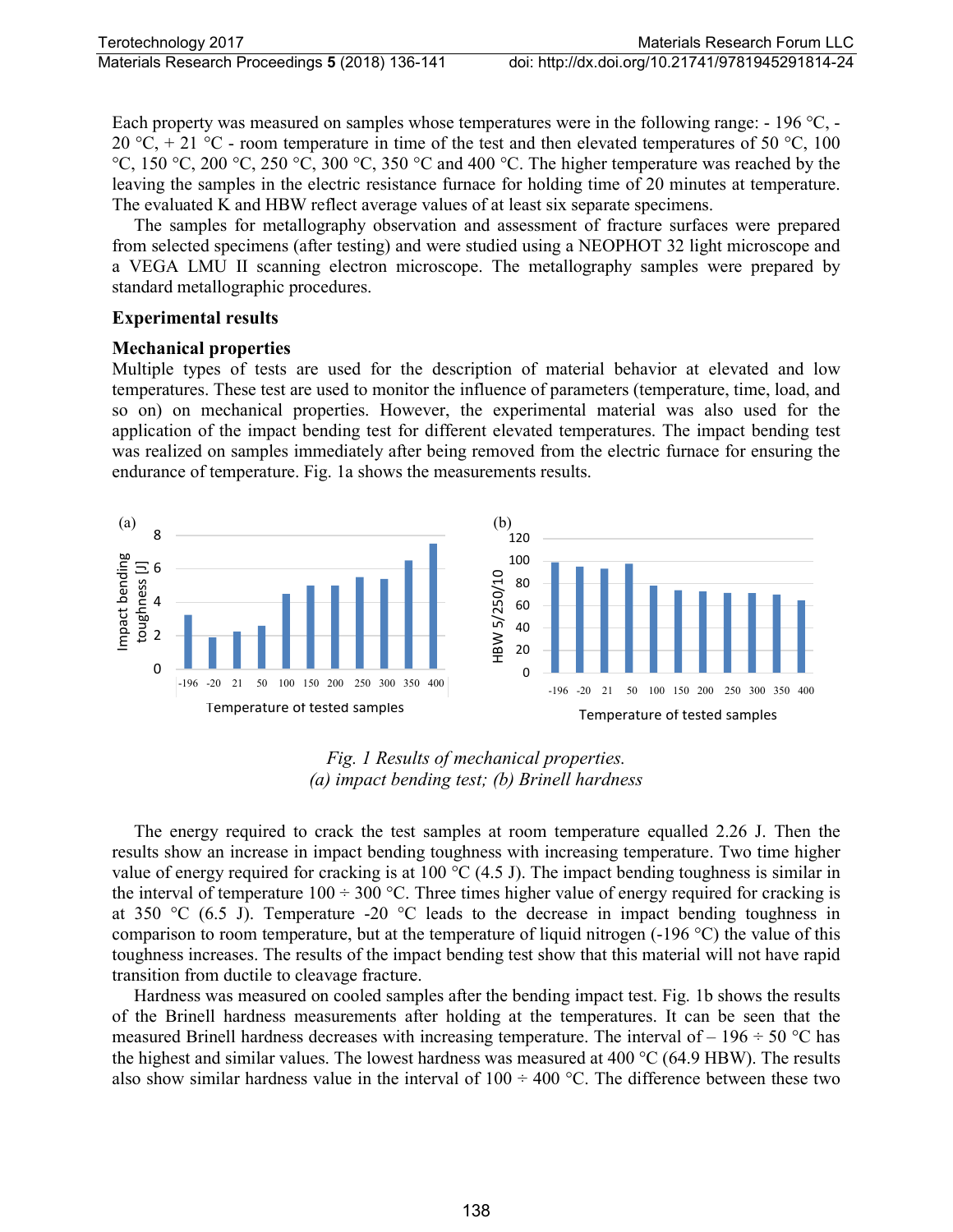Each property was measured on samples whose temperatures were in the following range: - 196 °C, - 20 °C, + 21 °C - room temperature in time of the test and then elevated temperatures of 50 °C, 100 °C, 150 °C, 200 °C, 250 °C, 300 °C, 350 °C and 400 °C. The higher temperature was reached by the leaving the samples in the electric resistance furnace for holding time of 20 minutes at temperature. The evaluated K and HBW reflect average values of at least six separate specimens.

The samples for metallography observation and assessment of fracture surfaces were prepared from selected specimens (after testing) and were studied using a NEOPHOT 32 light microscope and a VEGA LMU II scanning electron microscope. The metallography samples were prepared by standard metallographic procedures.

## Experimental results

### Mechanical properties

Multiple types of tests are used for the description of material behavior at elevated and low temperatures. These test are used to monitor the influence of parameters (temperature, time, load, and so on) on mechanical properties. However, the experimental material was also used for the application of the impact bending test for different elevated temperatures. The impact bending test was realized on samples immediately after being removed from the electric furnace for ensuring the endurance of temperature. Fig. 1a shows the measurements results.

(a)

Impact bending toughness [J]

8
6
4
2
0

-196 -20 21 50 100 150 200 250 300 350 400

Temperature of tested samples

(b)

HBW 5/250/10

120
100
80
60
40
20
0

-196 -20 21 50 100 150 200 250 300 350 400

Temperature of tested samples

*Fig. 1 Results of mechanical properties.*
*(a) impact bending test; (b) Brinell hardness*

The energy required to crack the test samples at room temperature equalled 2.26 J. Then the results show an increase in impact bending toughness with increasing temperature. Two time higher value of energy required for cracking is at 100 °C (4.5 J). The impact bending toughness is similar in the interval of temperature 100 ÷ 300 °C. Three times higher value of energy required for cracking is at 350 °C (6.5 J). Temperature -20 °C leads to the decrease in impact bending toughness in comparison to room temperature, but at the temperature of liquid nitrogen (-196 °C) the value of this toughness increases. The results of the impact bending test show that this material will not have rapid transition from ductile to cleavage fracture.

Hardness was measured on cooled samples after the bending impact test. Fig. 1b shows the results of the Brinell hardness measurements after holding at the temperatures. It can be seen that the measured Brinell hardness decreases with increasing temperature. The interval of – 196 ÷ 50 °C has the highest and similar values. The lowest hardness was measured at 400 °C (64.9 HBW). The results also show similar hardness value in the interval of 100 ÷ 400 °C. The difference between these two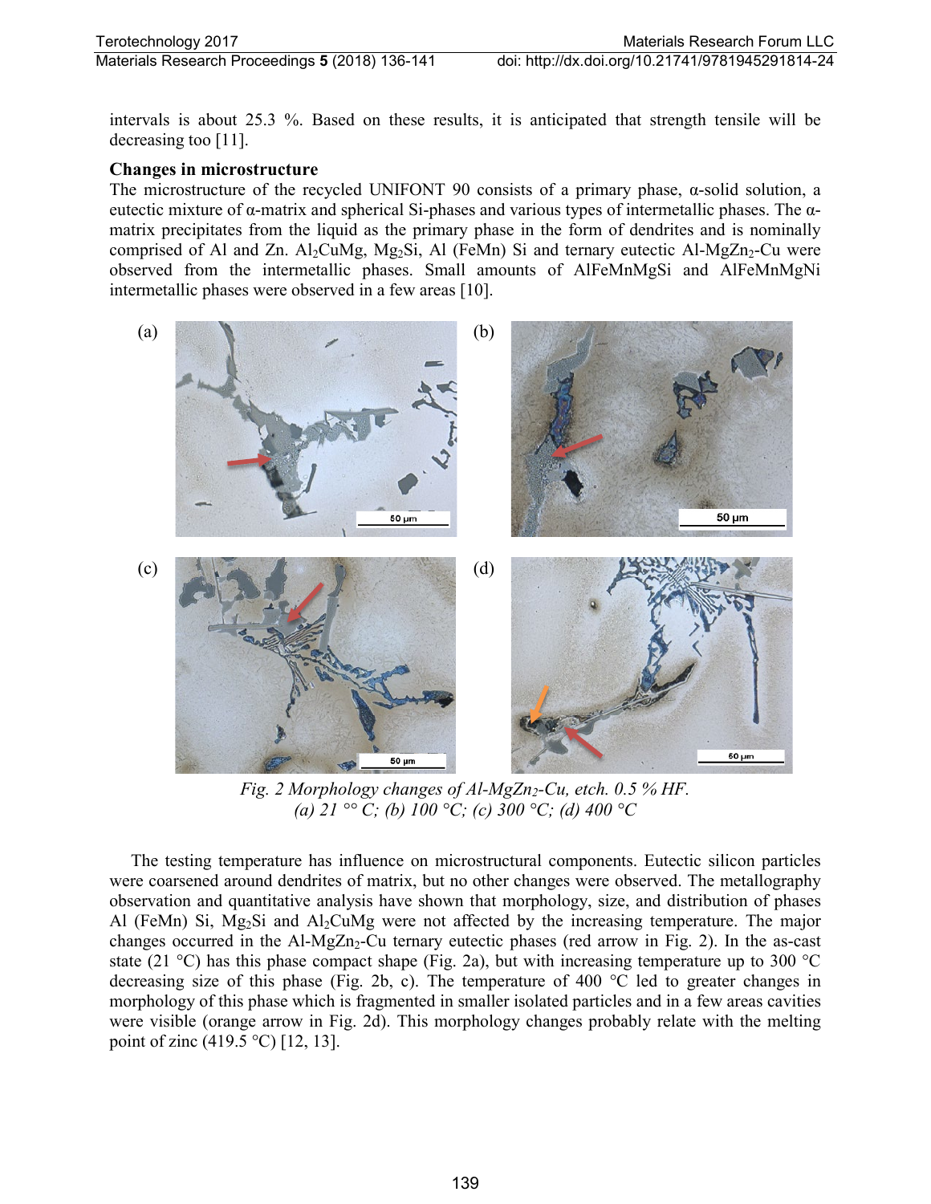intervals is about 25.3 %. Based on these results, it is anticipated that strength tensile will be decreasing too [11].

**Changes in microstructure**

The microstructure of the recycled UNIFONT 90 consists of a primary phase, α-solid solution, a eutectic mixture of α-matrix and spherical Si-phases and various types of intermetallic phases. The α-matrix precipitates from the liquid as the primary phase in the form of dendrites and is nominally comprised of Al and Zn. $Al_2CuMg$, $Mg_2Si$, Al (FeMn) Si and ternary eutectic Al-$MgZn_2$-Cu were observed from the intermetallic phases. Small amounts of AlFeMnMgSi and AlFeMnMgNi intermetallic phases were observed in a few areas [10].

*Fig. 2 Morphology changes of Al-$MgZn_2$-Cu, etch. 0.5 % HF. (a) 21 °° C; (b) 100 °C; (c) 300 °C; (d) 400 °C*

The testing temperature has influence on microstructural components. Eutectic silicon particles were coarsened around dendrites of matrix, but no other changes were observed. The metallography observation and quantitative analysis have shown that morphology, size, and distribution of phases Al (FeMn) Si, $Mg_2Si$ and $Al_2CuMg$ were not affected by the increasing temperature. The major changes occurred in the Al-$MgZn_2$-Cu ternary eutectic phases (red arrow in Fig. 2). In the as-cast state (21 °C) has this phase compact shape (Fig. 2a), but with increasing temperature up to 300 °C decreasing size of this phase (Fig. 2b, c). The temperature of 400 °C led to greater changes in morphology of this phase which is fragmented in smaller isolated particles and in a few areas cavities were visible (orange arrow in Fig. 2d). This morphology changes probably relate with the melting point of zinc (419.5 °C) [12, 13].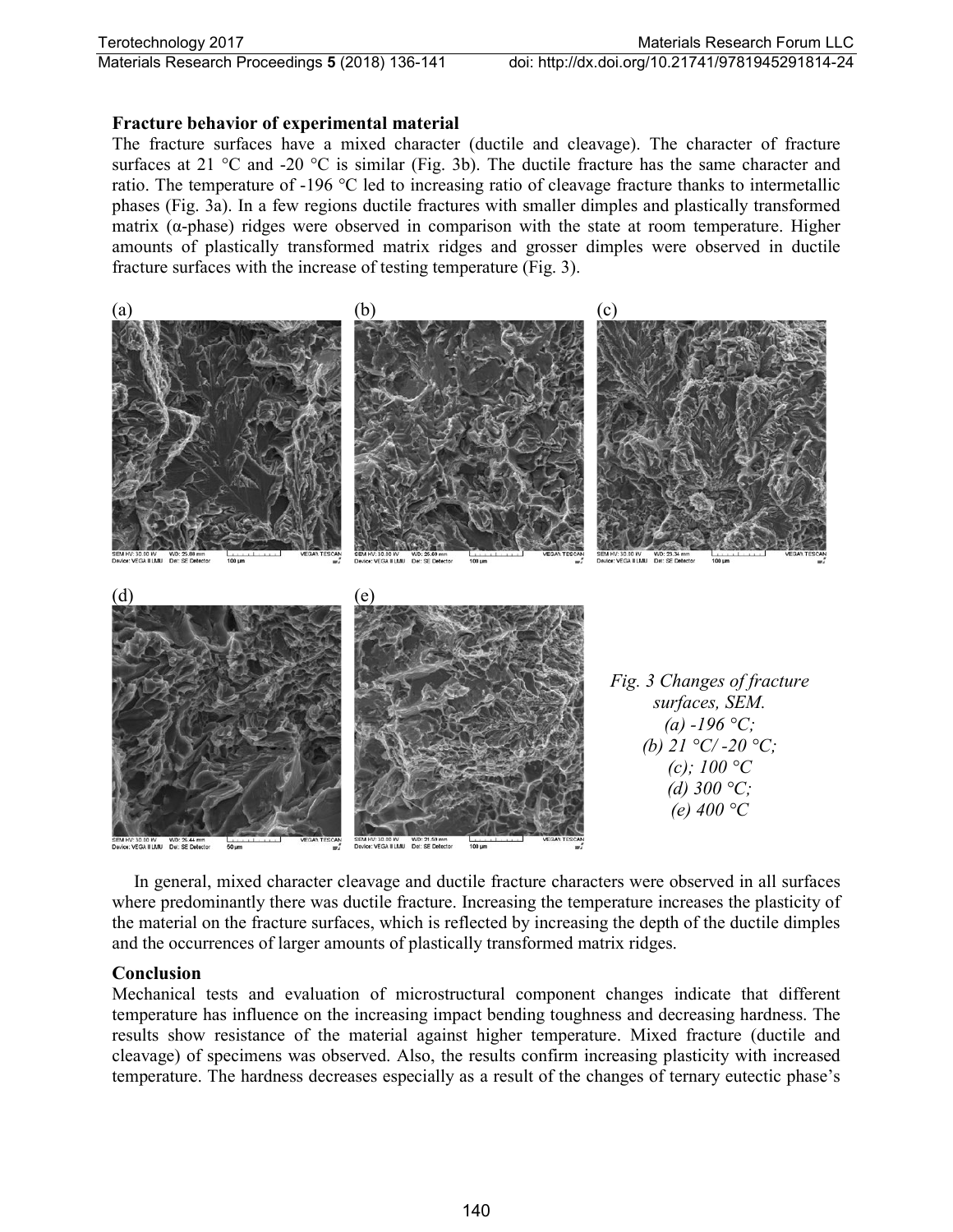**Fracture behavior of experimental material**

The fracture surfaces have a mixed character (ductile and cleavage). The character of fracture surfaces at 21 °C and -20 °C is similar (Fig. 3b). The ductile fracture has the same character and ratio. The temperature of -196 °C led to increasing ratio of cleavage fracture thanks to intermetallic phases (Fig. 3a). In a few regions ductile fractures with smaller dimples and plastically transformed matrix (α-phase) ridges were observed in comparison with the state at room temperature. Higher amounts of plastically transformed matrix ridges and grosser dimples were observed in ductile fracture surfaces with the increase of testing temperature (Fig. 3).

(a) (b) (c)

(d) (e)

*Fig. 3 Changes of fracture surfaces, SEM. (a) -196 °C; (b) 21 °C/ -20 °C; (c); 100 °C (d) 300 °C; (e) 400 °C*

In general, mixed character cleavage and ductile fracture characters were observed in all surfaces where predominantly there was ductile fracture. Increasing the temperature increases the plasticity of the material on the fracture surfaces, which is reflected by increasing the depth of the ductile dimples and the occurrences of larger amounts of plastically transformed matrix ridges.

**Conclusion**

Mechanical tests and evaluation of microstructural component changes indicate that different temperature has influence on the increasing impact bending toughness and decreasing hardness. The results show resistance of the material against higher temperature. Mixed fracture (ductile and cleavage) of specimens was observed. Also, the results confirm increasing plasticity with increased temperature. The hardness decreases especially as a result of the changes of ternary eutectic phase's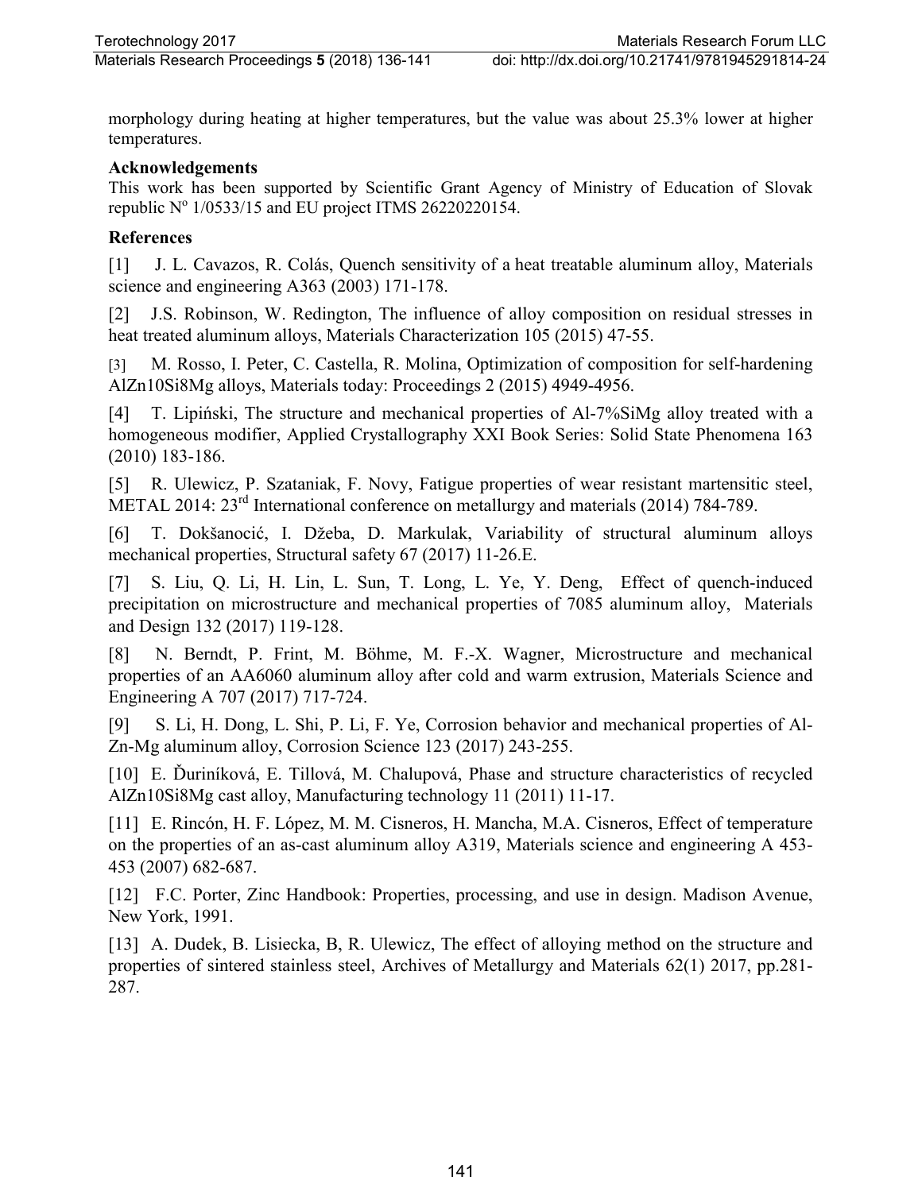morphology during heating at higher temperatures, but the value was about 25.3% lower at higher temperatures.

## Acknowledgements

This work has been supported by Scientific Grant Agency of Ministry of Education of Slovak republic N$^{o}$ 1/0533/15 and EU project ITMS 26220220154.

## References

[1] J. L. Cavazos, R. Colás, Quench sensitivity of a heat treatable aluminum alloy, Materials science and engineering A363 (2003) 171-178.

[2] J.S. Robinson, W. Redington, The influence of alloy composition on residual stresses in heat treated aluminum alloys, Materials Characterization 105 (2015) 47-55.

[3] M. Rosso, I. Peter, C. Castella, R. Molina, Optimization of composition for self-hardening AlZn10Si8Mg alloys, Materials today: Proceedings 2 (2015) 4949-4956.

[4] T. Lipiński, The structure and mechanical properties of Al-7%SiMg alloy treated with a homogeneous modifier, Applied Crystallography XXI Book Series: Solid State Phenomena 163 (2010) 183-186.

[5] R. Ulewicz, P. Szataniak, F. Novy, Fatigue properties of wear resistant martensitic steel, METAL 2014: 23rd International conference on metallurgy and materials (2014) 784-789.

[6] T. Dokšanocić, I. Džeba, D. Markulak, Variability of structural aluminum alloys mechanical properties, Structural safety 67 (2017) 11-26.E.

[7] S. Liu, Q. Li, H. Lin, L. Sun, T. Long, L. Ye, Y. Deng, Effect of quench-induced precipitation on microstructure and mechanical properties of 7085 aluminum alloy, Materials and Design 132 (2017) 119-128.

[8] N. Berndt, P. Frint, M. Böhme, M. F.-X. Wagner, Microstructure and mechanical properties of an AA6060 aluminum alloy after cold and warm extrusion, Materials Science and Engineering A 707 (2017) 717-724.

[9] S. Li, H. Dong, L. Shi, P. Li, F. Ye, Corrosion behavior and mechanical properties of Al-Zn-Mg aluminum alloy, Corrosion Science 123 (2017) 243-255.

[10] E. Ďuriníková, E. Tillová, M. Chalupová, Phase and structure characteristics of recycled AlZn10Si8Mg cast alloy, Manufacturing technology 11 (2011) 11-17.

[11] E. Rincón, H. F. López, M. M. Cisneros, H. Mancha, M.A. Cisneros, Effect of temperature on the properties of an as-cast aluminum alloy A319, Materials science and engineering A 453-453 (2007) 682-687.

[12] F.C. Porter, Zinc Handbook: Properties, processing, and use in design. Madison Avenue, New York, 1991.

[13] A. Dudek, B. Lisiecka, B, R. Ulewicz, The effect of alloying method on the structure and properties of sintered stainless steel, Archives of Metallurgy and Materials 62(1) 2017, pp.281-287.